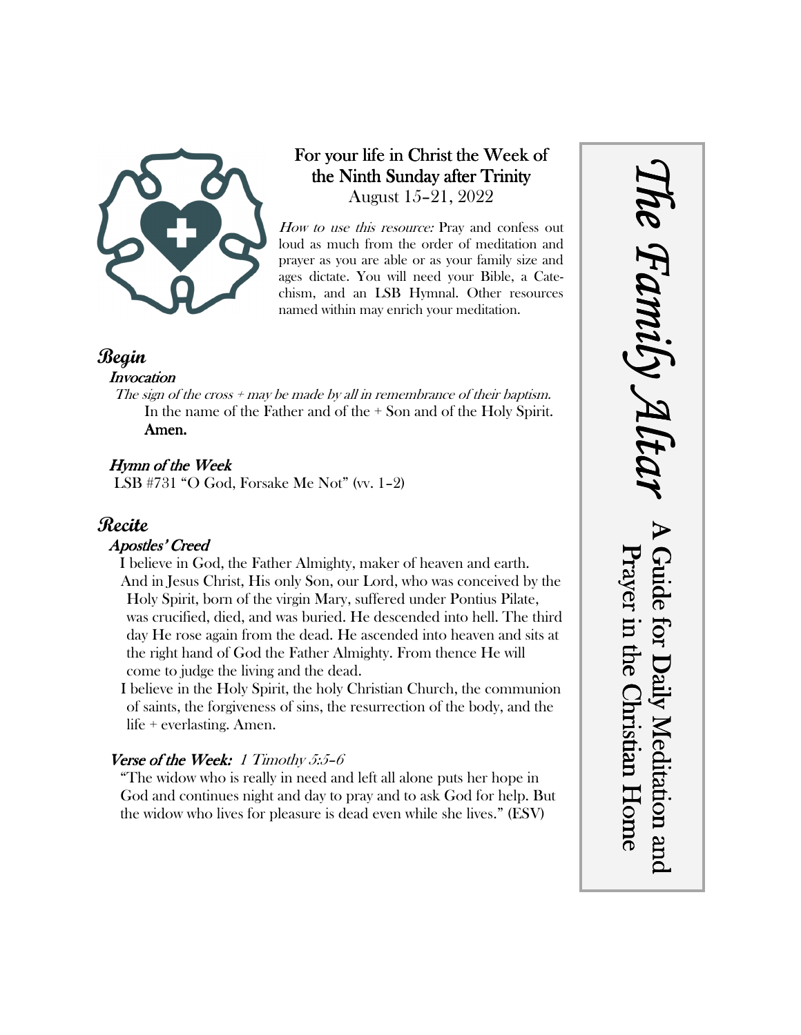# The Family Altar

**A Guide for Daily Meditation and Prayer in the Christian Home**

## For your life in Christ the Week of the Ninth Sunday after Trinity

August 15–21, 2022

*How to use this resource:* Pray and confess out loud as much from the order of meditation and prayer as you are able or as your family size and ages dictate. You will need your Bible, a Catechism, and an LSB Hymnal. Other resources named within may enrich your meditation.

## Begin

### Invocation

*The sign of the cross + may be made by all in remembrance of their baptism.*

In the name of the Father and of the + Son and of the Holy Spirit. **Amen.**

### Hymn of the Week

LSB #731 "O God, Forsake Me Not" (vv. 1–2)

## Recite

### Apostles' Creed

I believe in God, the Father Almighty, maker of heaven and earth.

And in Jesus Christ, His only Son, our Lord, who was conceived by the Holy Spirit, born of the virgin Mary, suffered under Pontius Pilate, was crucified, died, and was buried. He descended into hell. The third day He rose again from the dead. He ascended into heaven and sits at the right hand of God the Father Almighty. From thence He will come to judge the living and the dead.

I believe in the Holy Spirit, the holy Christian Church, the communion of saints, the forgiveness of sins, the resurrection of the body, and the life + everlasting. Amen.

### Verse of the Week: *1 Timothy 5:5–6*

"The widow who is really in need and left all alone puts her hope in God and continues night and day to pray and to ask God for help. But the widow who lives for pleasure is dead even while she lives." (ESV)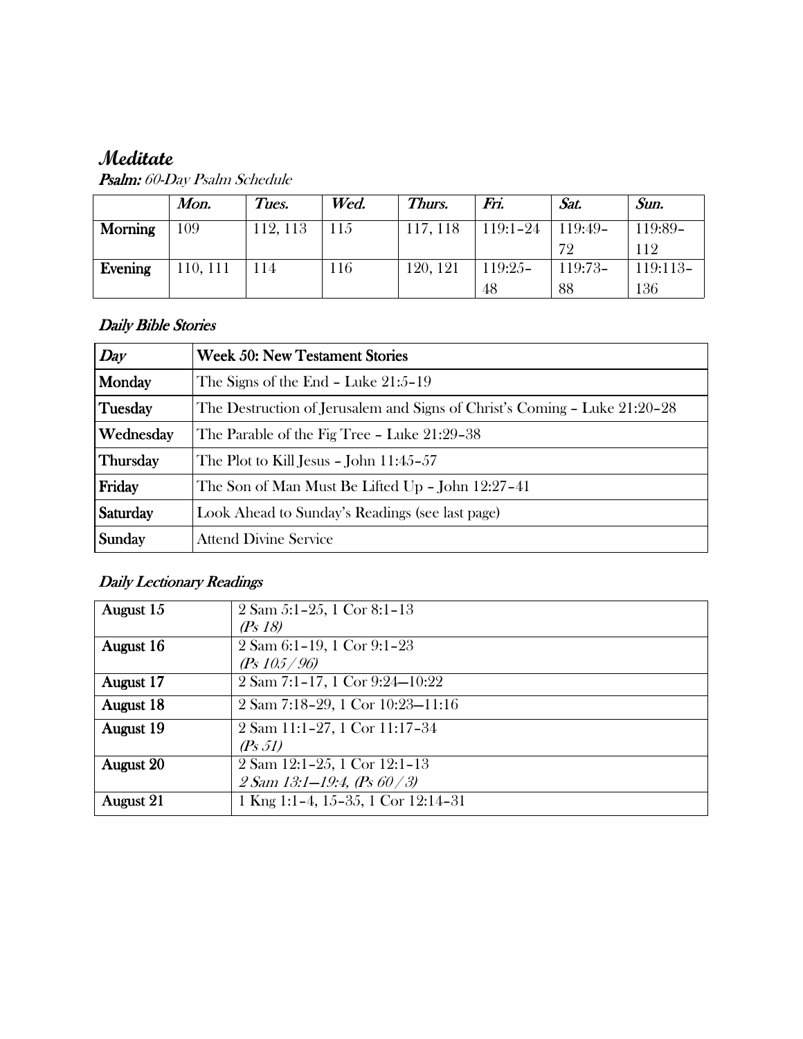# *Meditate*

***Psalm:*** *60-Day Psalm Schedule*

| | *Mon.* | *Tues.* | *Wed.* | *Thurs.* | *Fri.* | *Sat.* | *Sun.* |
|---|---|---|---|---|---|---|---|
| **Morning** | 109 | 112, 113 | 115 | 117, 118 | 119:1–24 | 119:49–72 | 119:89–112 |
| **Evening** | 110, 111 | 114 | 116 | 120, 121 | 119:25–48 | 119:73–88 | 119:113–136 |

## *Daily Bible Stories*

| *Day* | Week 50: New Testament Stories |
|---|---|
| **Monday** | The Signs of the End – Luke 21:5–19 |
| **Tuesday** | The Destruction of Jerusalem and Signs of Christ's Coming – Luke 21:20–28 |
| **Wednesday** | The Parable of the Fig Tree – Luke 21:29–38 |
| **Thursday** | The Plot to Kill Jesus – John 11:45–57 |
| **Friday** | The Son of Man Must Be Lifted Up – John 12:27–41 |
| **Saturday** | Look Ahead to Sunday's Readings (see last page) |
| **Sunday** | Attend Divine Service |

## *Daily Lectionary Readings*

| | |
|---|---|
| **August 15** | 2 Sam 5:1–25, 1 Cor 8:1–13 *(Ps 18)* |
| **August 16** | 2 Sam 6:1–19, 1 Cor 9:1–23 *(Ps 105 / 96)* |
| **August 17** | 2 Sam 7:1–17, 1 Cor 9:24—10:22 |
| **August 18** | 2 Sam 7:18–29, 1 Cor 10:23—11:16 |
| **August 19** | 2 Sam 11:1–27, 1 Cor 11:17–34 *(Ps 51)* |
| **August 20** | 2 Sam 12:1–25, 1 Cor 12:1–13 *2 Sam 13:1—19:4, (Ps 60 / 3)* |
| **August 21** | 1 Kng 1:1–4, 15–35, 1 Cor 12:14–31 |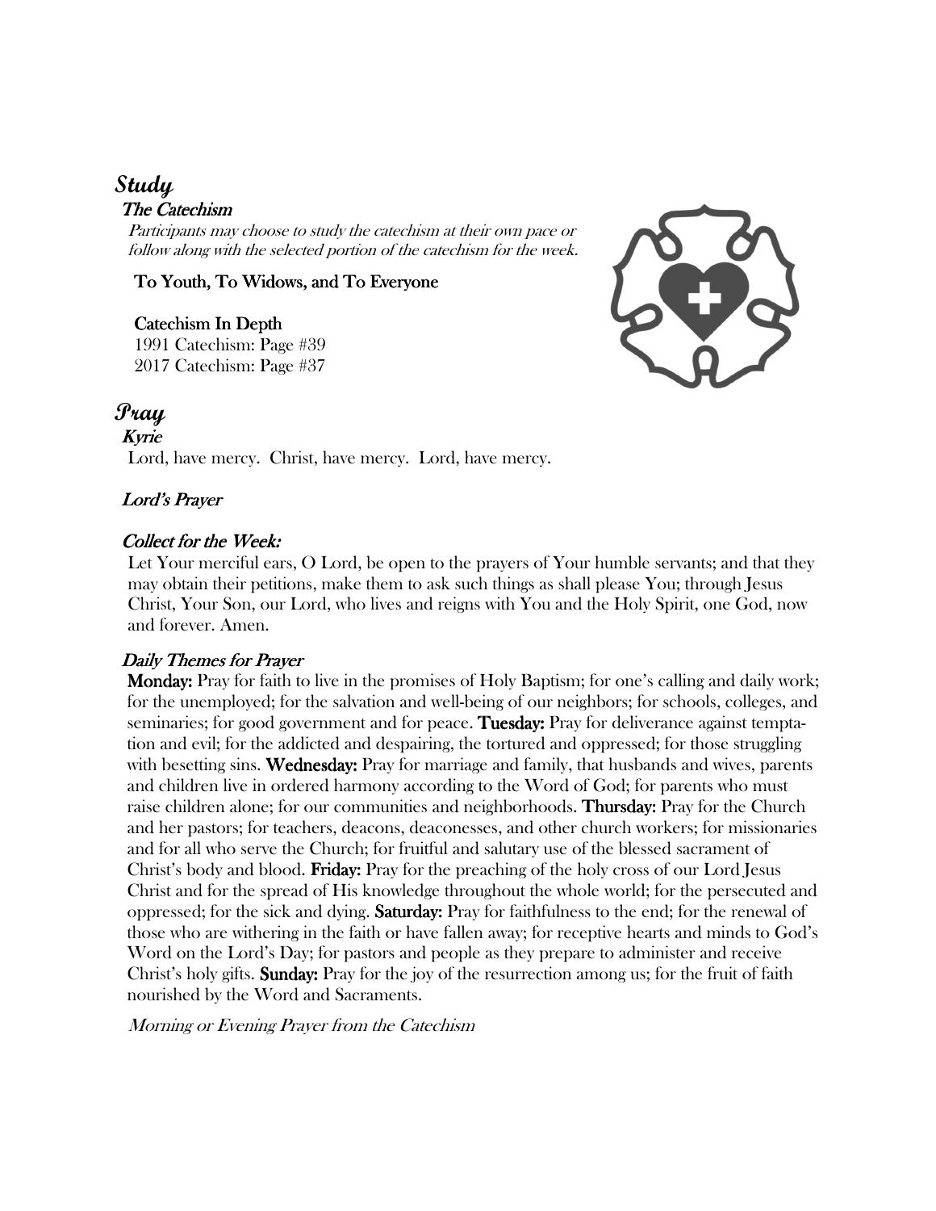# *Study*

## *The Catechism*

*Participants may choose to study the catechism at their own pace or follow along with the selected portion of the catechism for the week.*

To Youth, To Widows, and To Everyone

Catechism In Depth
1991 Catechism: Page #39
2017 Catechism: Page #37

# *Pray*

## *Kyrie*

Lord, have mercy. Christ, have mercy. Lord, have mercy.

## *Lord's Prayer*

## *Collect for the Week:*

Let Your merciful ears, O Lord, be open to the prayers of Your humble servants; and that they may obtain their petitions, make them to ask such things as shall please You; through Jesus Christ, Your Son, our Lord, who lives and reigns with You and the Holy Spirit, one God, now and forever. Amen.

## *Daily Themes for Prayer*

**Monday:** Pray for faith to live in the promises of Holy Baptism; for one's calling and daily work; for the unemployed; for the salvation and well-being of our neighbors; for schools, colleges, and seminaries; for good government and for peace. **Tuesday:** Pray for deliverance against temptation and evil; for the addicted and despairing, the tortured and oppressed; for those struggling with besetting sins. **Wednesday:** Pray for marriage and family, that husbands and wives, parents and children live in ordered harmony according to the Word of God; for parents who must raise children alone; for our communities and neighborhoods. **Thursday:** Pray for the Church and her pastors; for teachers, deacons, deaconesses, and other church workers; for missionaries and for all who serve the Church; for fruitful and salutary use of the blessed sacrament of Christ's body and blood. **Friday:** Pray for the preaching of the holy cross of our Lord Jesus Christ and for the spread of His knowledge throughout the whole world; for the persecuted and oppressed; for the sick and dying. **Saturday:** Pray for faithfulness to the end; for the renewal of those who are withering in the faith or have fallen away; for receptive hearts and minds to God's Word on the Lord's Day; for pastors and people as they prepare to administer and receive Christ's holy gifts. **Sunday:** Pray for the joy of the resurrection among us; for the fruit of faith nourished by the Word and Sacraments.

*Morning or Evening Prayer from the Catechism*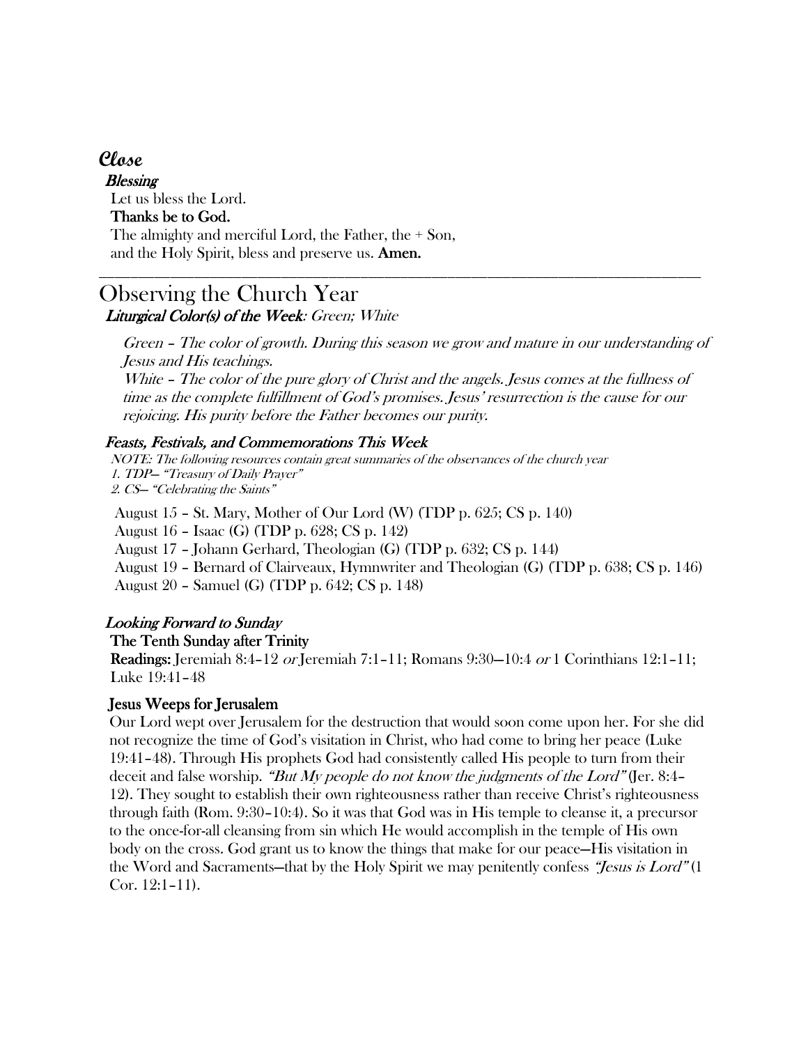## Close

***Blessing***

Let us bless the Lord.
**Thanks be to God.**
The almighty and merciful Lord, the Father, the + Son, and the Holy Spirit, bless and preserve us. **Amen.**

---

# Observing the Church Year

***Liturgical Color(s) of the Week****: Green; White*

*Green – The color of growth. During this season we grow and mature in our understanding of Jesus and His teachings.*
*White – The color of the pure glory of Christ and the angels. Jesus comes at the fullness of time as the complete fulfillment of God's promises. Jesus' resurrection is the cause for our rejoicing. His purity before the Father becomes our purity.*

### *Feasts, Festivals, and Commemorations This Week*

*NOTE: The following resources contain great summaries of the observances of the church year*
*1. TDP— "Treasury of Daily Prayer"*
*2. CS— "Celebrating the Saints"*

August 15 – St. Mary, Mother of Our Lord (W) (TDP p. 625; CS p. 140)
August 16 – Isaac (G) (TDP p. 628; CS p. 142)
August 17 – Johann Gerhard, Theologian (G) (TDP p. 632; CS p. 144)
August 19 – Bernard of Clairveaux, Hymnwriter and Theologian (G) (TDP p. 638; CS p. 146)
August 20 – Samuel (G) (TDP p. 642; CS p. 148)

### *Looking Forward to Sunday*

**The Tenth Sunday after Trinity**
**Readings:** Jeremiah 8:4–12 *or* Jeremiah 7:1–11; Romans 9:30—10:4 *or* 1 Corinthians 12:1–11; Luke 19:41–48

**Jesus Weeps for Jerusalem**
Our Lord wept over Jerusalem for the destruction that would soon come upon her. For she did not recognize the time of God's visitation in Christ, who had come to bring her peace (Luke 19:41–48). Through His prophets God had consistently called His people to turn from their deceit and false worship. *"But My people do not know the judgments of the Lord"* (Jer. 8:4–12). They sought to establish their own righteousness rather than receive Christ's righteousness through faith (Rom. 9:30–10:4). So it was that God was in His temple to cleanse it, a precursor to the once-for-all cleansing from sin which He would accomplish in the temple of His own body on the cross. God grant us to know the things that make for our peace—His visitation in the Word and Sacraments—that by the Holy Spirit we may penitently confess *"Jesus is Lord"* (1 Cor. 12:1–11).